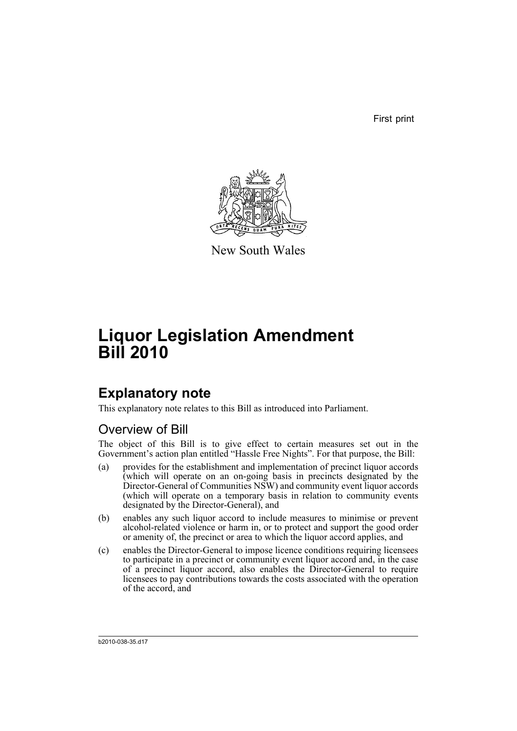First print

New South Wales

# Liquor Legislation Amendment Bill 2010

## Explanatory note

This explanatory note relates to this Bill as introduced into Parliament.

### Overview of Bill

The object of this Bill is to give effect to certain measures set out in the Government's action plan entitled "Hassle Free Nights". For that purpose, the Bill:

(a) provides for the establishment and implementation of precinct liquor accords (which will operate on an on-going basis in precincts designated by the Director-General of Communities NSW) and community event liquor accords (which will operate on a temporary basis in relation to community events designated by the Director-General), and

(b) enables any such liquor accord to include measures to minimise or prevent alcohol-related violence or harm in, or to protect and support the good order or amenity of, the precinct or area to which the liquor accord applies, and

(c) enables the Director-General to impose licence conditions requiring licensees to participate in a precinct or community event liquor accord and, in the case of a precinct liquor accord, also enables the Director-General to require licensees to pay contributions towards the costs associated with the operation of the accord, and

b2010-038-35.d17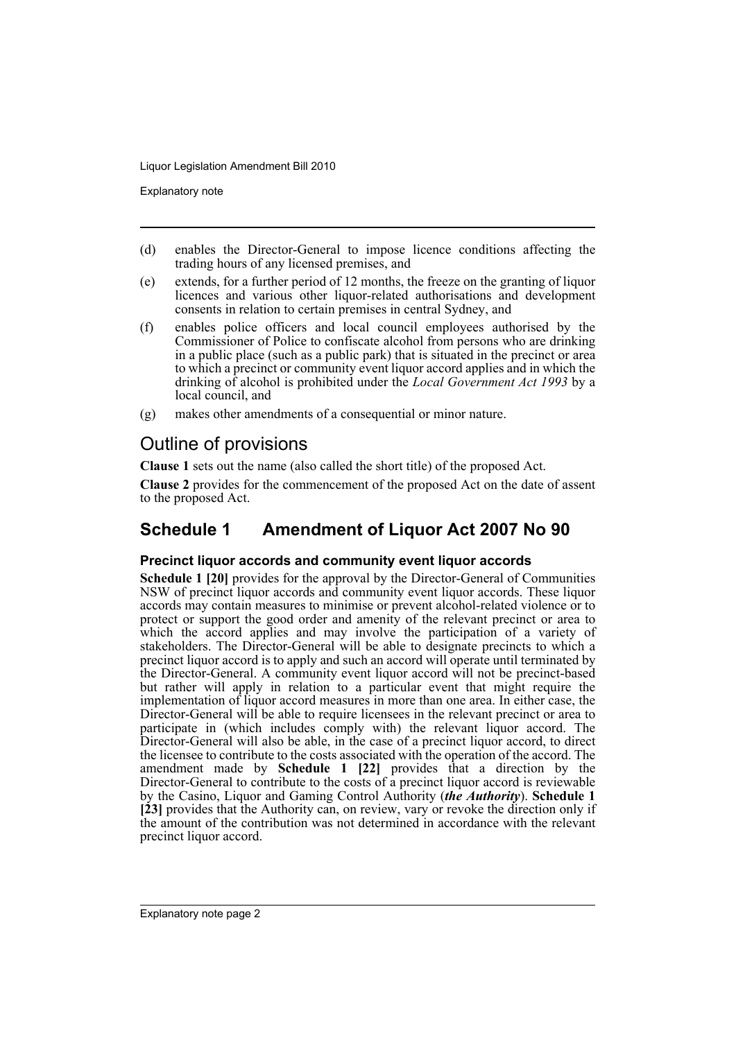(d) enables the Director-General to impose licence conditions affecting the trading hours of any licensed premises, and

(e) extends, for a further period of 12 months, the freeze on the granting of liquor licences and various other liquor-related authorisations and development consents in relation to certain premises in central Sydney, and

(f) enables police officers and local council employees authorised by the Commissioner of Police to confiscate alcohol from persons who are drinking in a public place (such as a public park) that is situated in the precinct or area to which a precinct or community event liquor accord applies and in which the drinking of alcohol is prohibited under the *Local Government Act 1993* by a local council, and

(g) makes other amendments of a consequential or minor nature.

## Outline of provisions

**Clause 1** sets out the name (also called the short title) of the proposed Act.

**Clause 2** provides for the commencement of the proposed Act on the date of assent to the proposed Act.

## Schedule 1 Amendment of Liquor Act 2007 No 90

### Precinct liquor accords and community event liquor accords

**Schedule 1 [20]** provides for the approval by the Director-General of Communities NSW of precinct liquor accords and community event liquor accords. These liquor accords may contain measures to minimise or prevent alcohol-related violence or to protect or support the good order and amenity of the relevant precinct or area to which the accord applies and may involve the participation of a variety of stakeholders. The Director-General will be able to designate precincts to which a precinct liquor accord is to apply and such an accord will operate until terminated by the Director-General. A community event liquor accord will not be precinct-based but rather will apply in relation to a particular event that might require the implementation of liquor accord measures in more than one area. In either case, the Director-General will be able to require licensees in the relevant precinct or area to participate in (which includes comply with) the relevant liquor accord. The Director-General will also be able, in the case of a precinct liquor accord, to direct the licensee to contribute to the costs associated with the operation of the accord. The amendment made by **Schedule 1 [22]** provides that a direction by the Director-General to contribute to the costs of a precinct liquor accord is reviewable by the Casino, Liquor and Gaming Control Authority (***the Authority***). **Schedule 1 [23]** provides that the Authority can, on review, vary or revoke the direction only if the amount of the contribution was not determined in accordance with the relevant precinct liquor accord.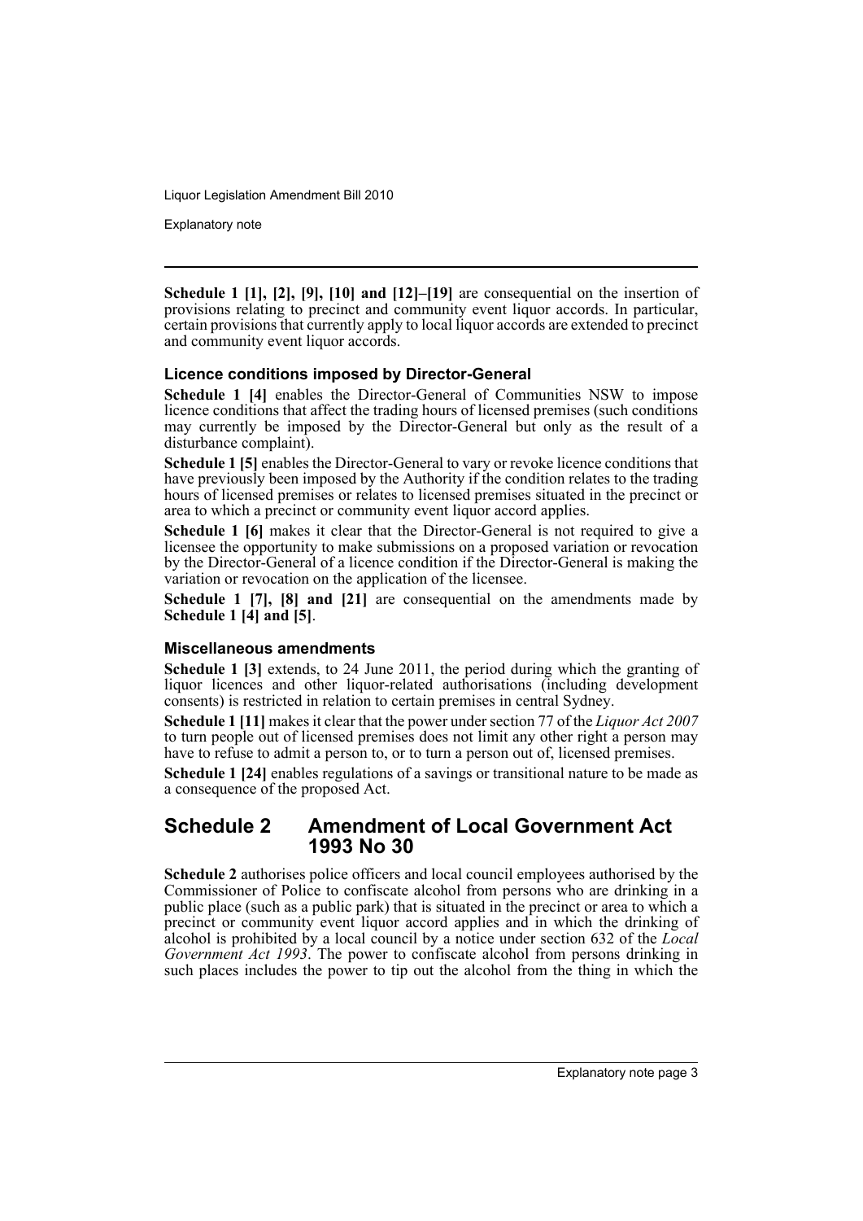**Schedule 1 [1], [2], [9], [10] and [12]–[19]** are consequential on the insertion of provisions relating to precinct and community event liquor accords. In particular, certain provisions that currently apply to local liquor accords are extended to precinct and community event liquor accords.

### Licence conditions imposed by Director-General

**Schedule 1 [4]** enables the Director-General of Communities NSW to impose licence conditions that affect the trading hours of licensed premises (such conditions may currently be imposed by the Director-General but only as the result of a disturbance complaint).

**Schedule 1 [5]** enables the Director-General to vary or revoke licence conditions that have previously been imposed by the Authority if the condition relates to the trading hours of licensed premises or relates to licensed premises situated in the precinct or area to which a precinct or community event liquor accord applies.

**Schedule 1 [6]** makes it clear that the Director-General is not required to give a licensee the opportunity to make submissions on a proposed variation or revocation by the Director-General of a licence condition if the Director-General is making the variation or revocation on the application of the licensee.

**Schedule 1 [7], [8] and [21]** are consequential on the amendments made by **Schedule 1 [4] and [5]**.

### Miscellaneous amendments

**Schedule 1 [3]** extends, to 24 June 2011, the period during which the granting of liquor licences and other liquor-related authorisations (including development consents) is restricted in relation to certain premises in central Sydney.

**Schedule 1 [11]** makes it clear that the power under section 77 of the *Liquor Act 2007* to turn people out of licensed premises does not limit any other right a person may have to refuse to admit a person to, or to turn a person out of, licensed premises.

**Schedule 1 [24]** enables regulations of a savings or transitional nature to be made as a consequence of the proposed Act.

## Schedule 2 Amendment of Local Government Act 1993 No 30

**Schedule 2** authorises police officers and local council employees authorised by the Commissioner of Police to confiscate alcohol from persons who are drinking in a public place (such as a public park) that is situated in the precinct or area to which a precinct or community event liquor accord applies and in which the drinking of alcohol is prohibited by a local council by a notice under section 632 of the *Local Government Act 1993*. The power to confiscate alcohol from persons drinking in such places includes the power to tip out the alcohol from the thing in which the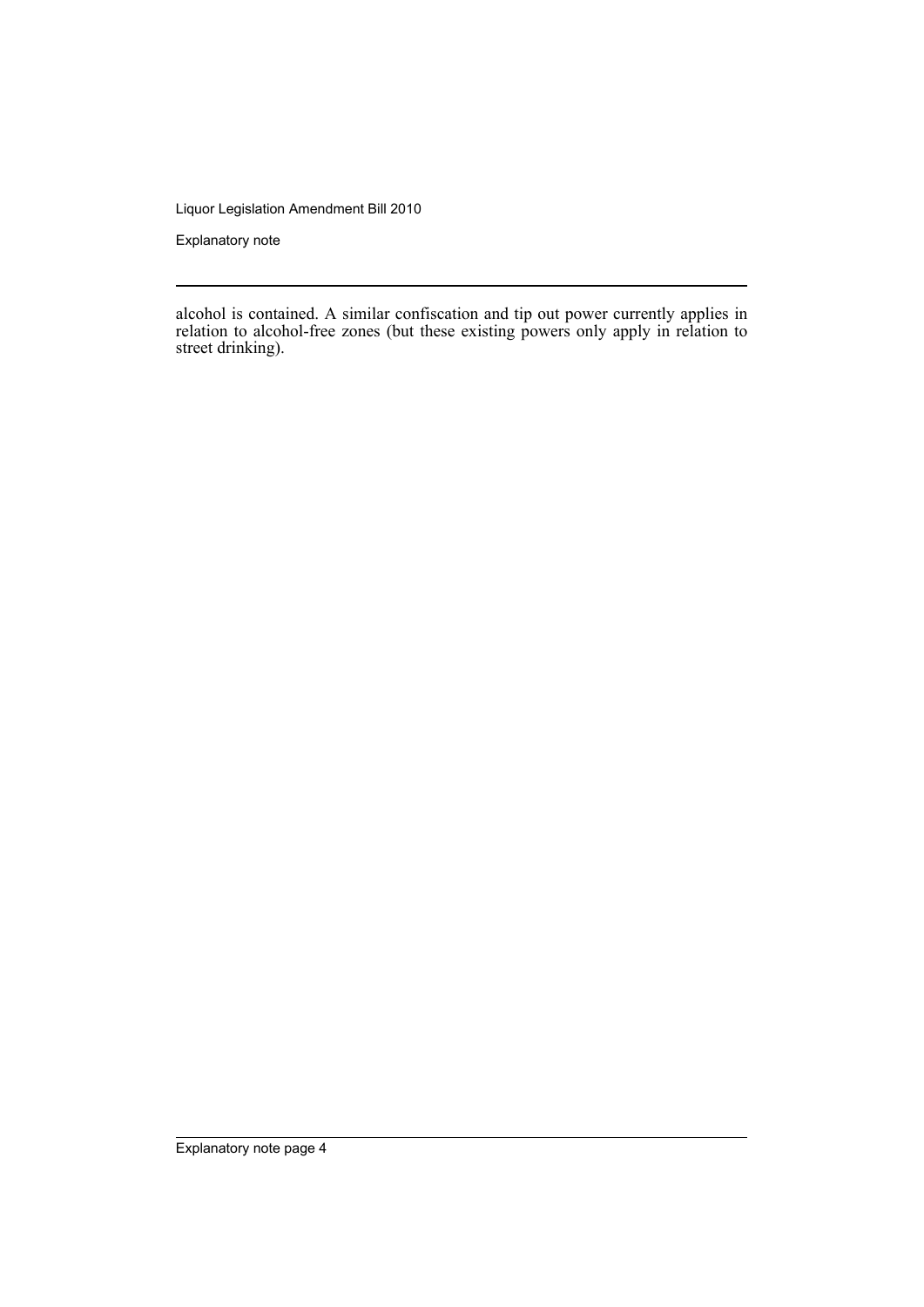alcohol is contained. A similar confiscation and tip out power currently applies in relation to alcohol-free zones (but these existing powers only apply in relation to street drinking).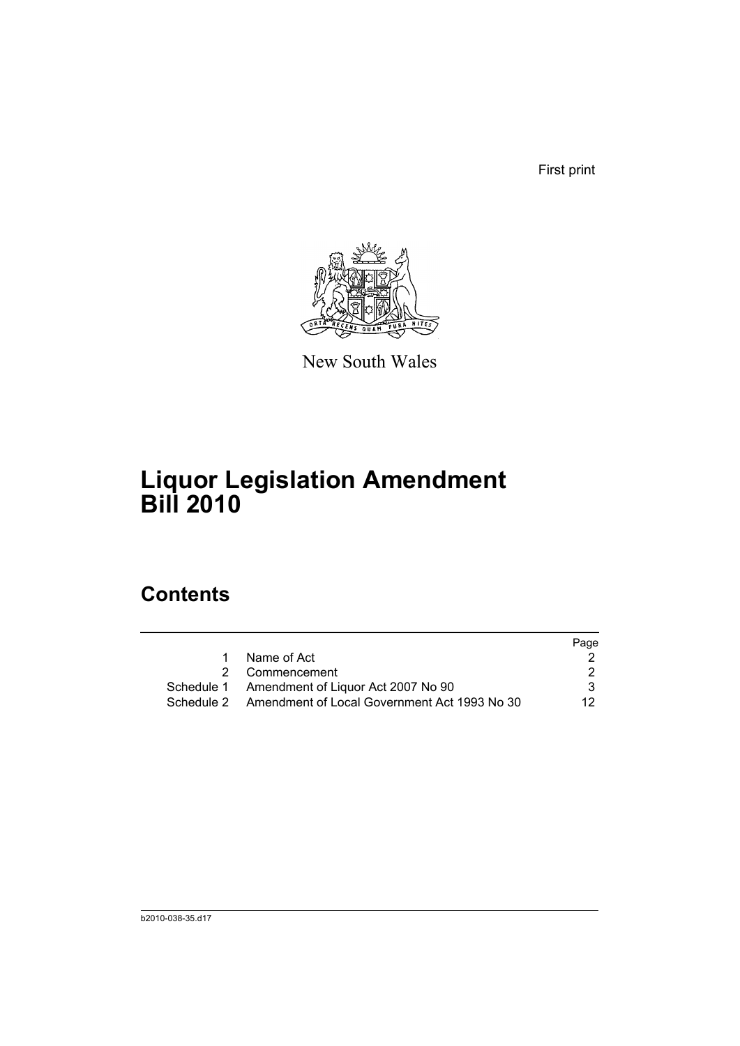First print

New South Wales

# Liquor Legislation Amendment Bill 2010

## Contents

| | | Page |
|---|---|---|
| 1 | Name of Act | 2 |
| 2 | Commencement | 2 |
| Schedule 1 | Amendment of Liquor Act 2007 No 90 | 3 |
| Schedule 2 | Amendment of Local Government Act 1993 No 30 | 12 |

b2010-038-35.d17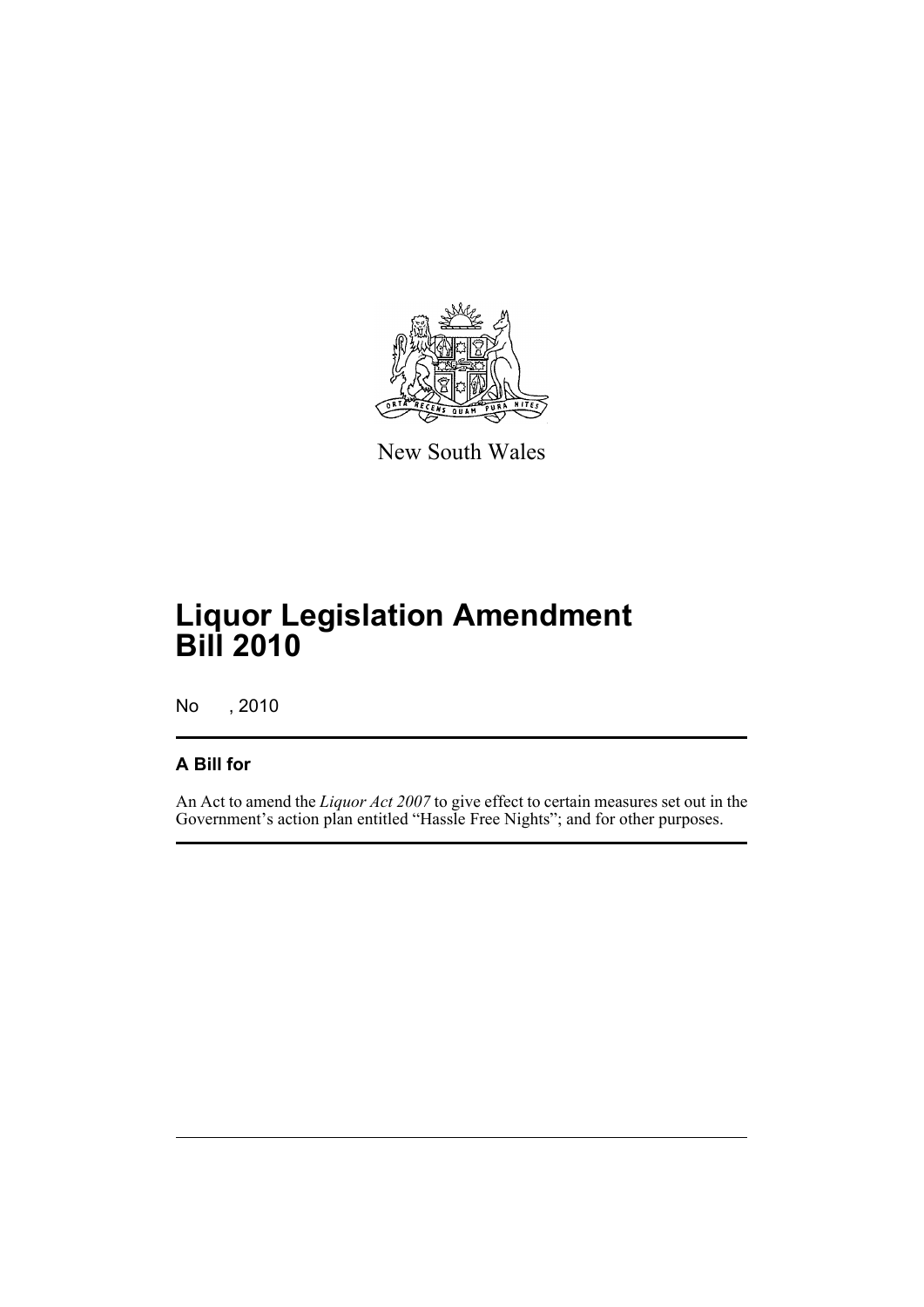New South Wales

# Liquor Legislation Amendment Bill 2010

No , 2010

## A Bill for

An Act to amend the *Liquor Act 2007* to give effect to certain measures set out in the Government's action plan entitled "Hassle Free Nights"; and for other purposes.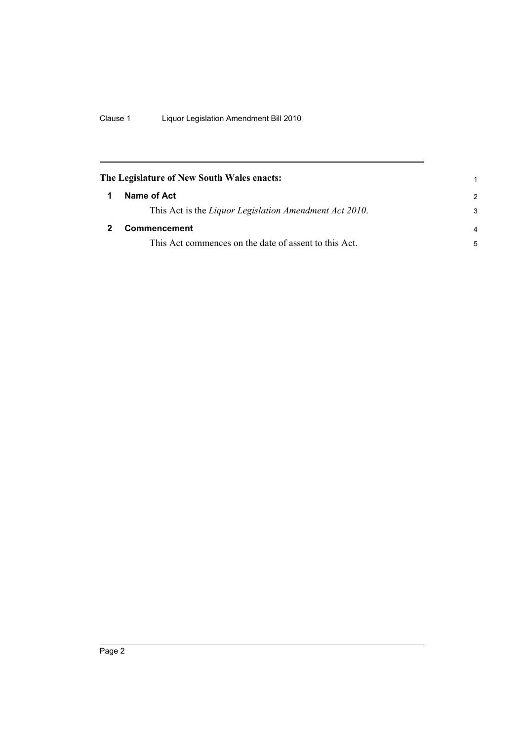**The Legislature of New South Wales enacts:**

## 1 Name of Act

This Act is the *Liquor Legislation Amendment Act 2010*.

## 2 Commencement

This Act commences on the date of assent to this Act.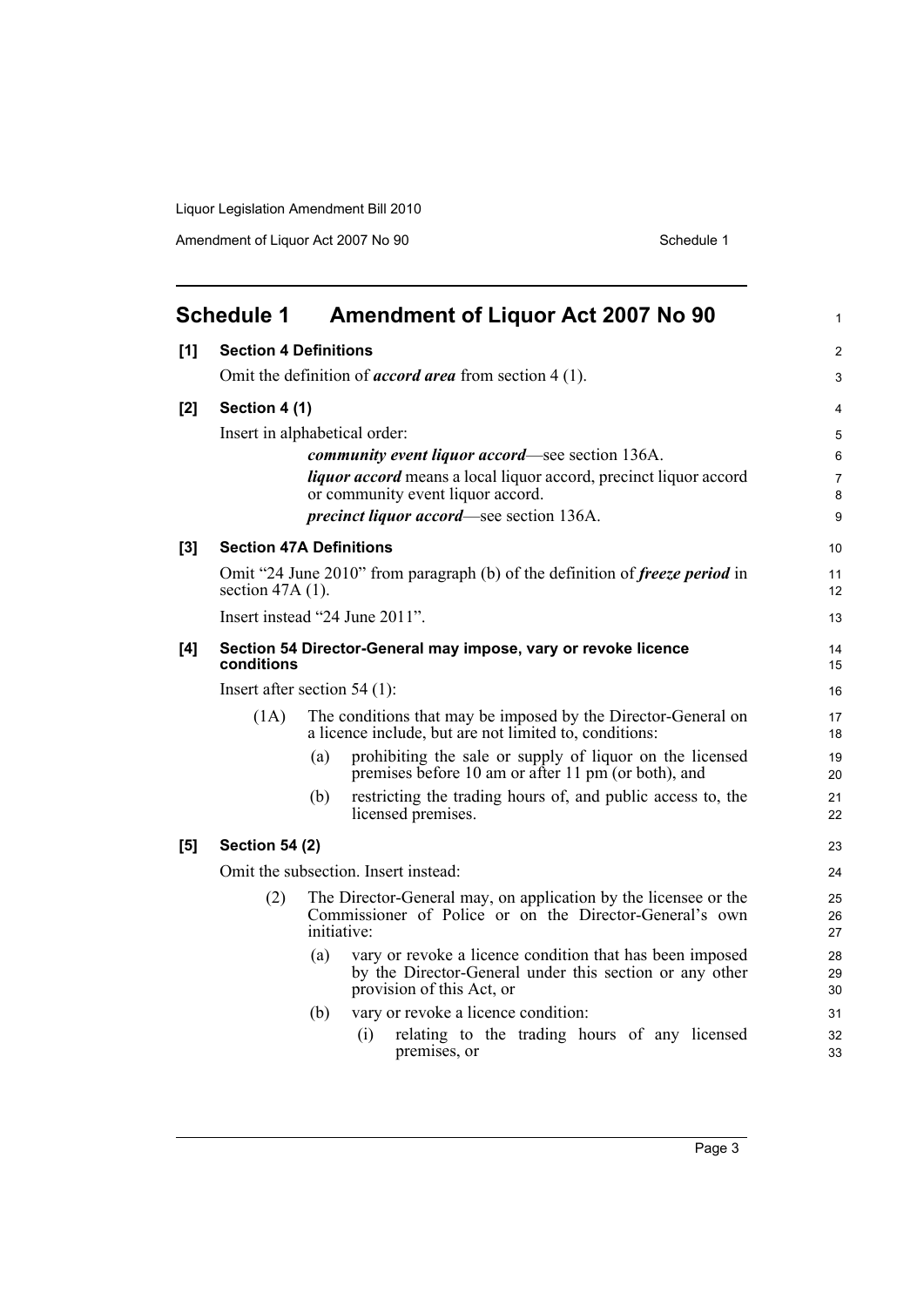# Schedule 1 Amendment of Liquor Act 2007 No 90

**[1] Section 4 Definitions**

Omit the definition of ***accord area*** from section 4 (1).

**[2] Section 4 (1)**

Insert in alphabetical order:

> ***community event liquor accord***—see section 136A.
>
> ***liquor accord*** means a local liquor accord, precinct liquor accord or community event liquor accord.
>
> ***precinct liquor accord***—see section 136A.

**[3] Section 47A Definitions**

Omit "24 June 2010" from paragraph (b) of the definition of ***freeze period*** in section 47A (1).

Insert instead "24 June 2011".

**[4] Section 54 Director-General may impose, vary or revoke licence conditions**

Insert after section 54 (1):

> (1A) The conditions that may be imposed by the Director-General on a licence include, but are not limited to, conditions:
>
> (a) prohibiting the sale or supply of liquor on the licensed premises before 10 am or after 11 pm (or both), and
>
> (b) restricting the trading hours of, and public access to, the licensed premises.

**[5] Section 54 (2)**

Omit the subsection. Insert instead:

> (2) The Director-General may, on application by the licensee or the Commissioner of Police or on the Director-General's own initiative:
>
> (a) vary or revoke a licence condition that has been imposed by the Director-General under this section or any other provision of this Act, or
>
> (b) vary or revoke a licence condition:
>
> (i) relating to the trading hours of any licensed premises, or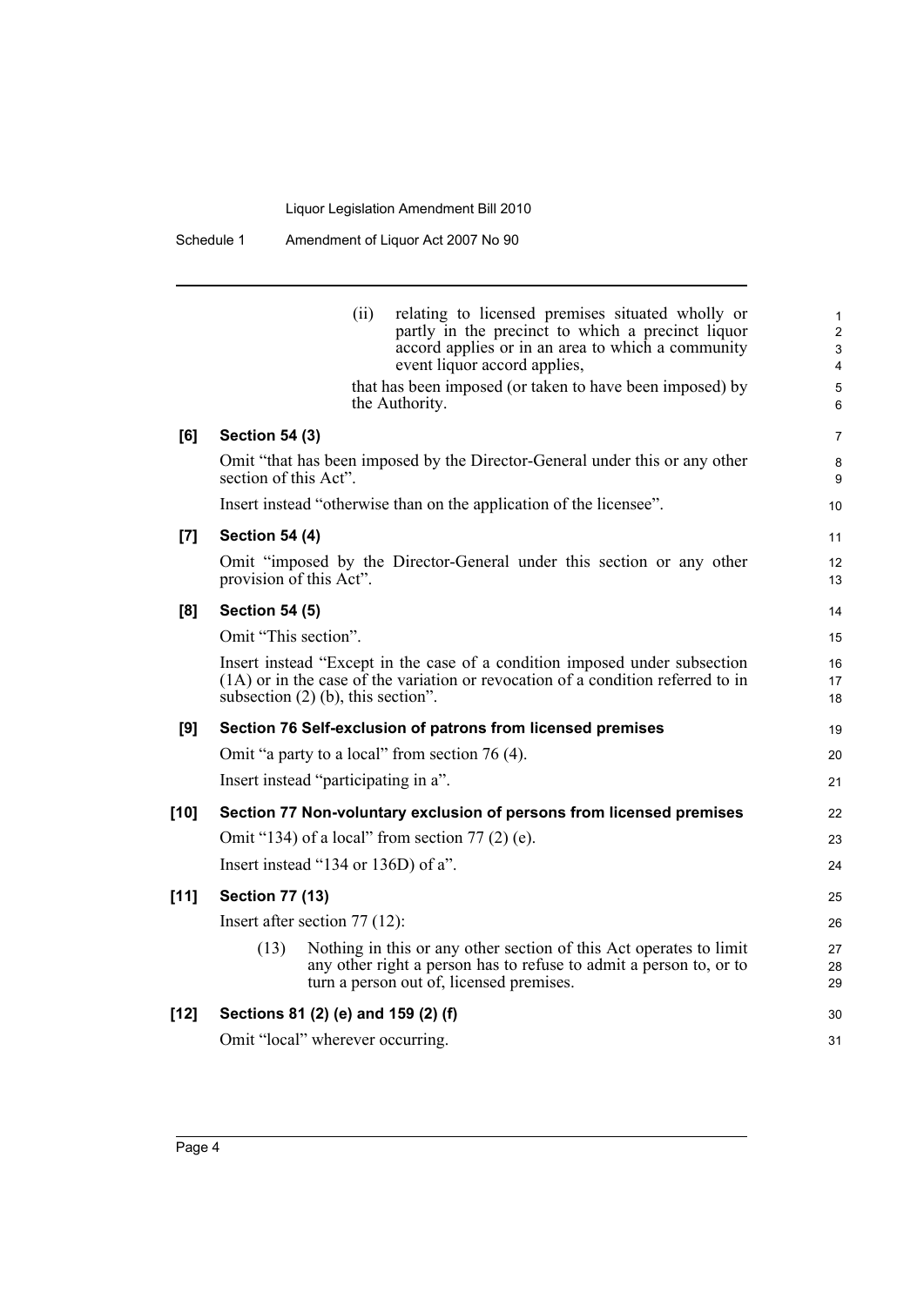(ii) relating to licensed premises situated wholly or partly in the precinct to which a precinct liquor accord applies or in an area to which a community event liquor accord applies,

that has been imposed (or taken to have been imposed) by the Authority.

**[6] Section 54 (3)**

Omit "that has been imposed by the Director-General under this or any other section of this Act".

Insert instead "otherwise than on the application of the licensee".

**[7] Section 54 (4)**

Omit "imposed by the Director-General under this section or any other provision of this Act".

**[8] Section 54 (5)**

Omit "This section".

Insert instead "Except in the case of a condition imposed under subsection (1A) or in the case of the variation or revocation of a condition referred to in subsection (2) (b), this section".

**[9] Section 76 Self-exclusion of patrons from licensed premises**

Omit "a party to a local" from section 76 (4).

Insert instead "participating in a".

**[10] Section 77 Non-voluntary exclusion of persons from licensed premises**

Omit "134) of a local" from section 77 (2) (e).

Insert instead "134 or 136D) of a".

**[11] Section 77 (13)**

Insert after section 77 (12):

(13) Nothing in this or any other section of this Act operates to limit any other right a person has to refuse to admit a person to, or to turn a person out of, licensed premises.

**[12] Sections 81 (2) (e) and 159 (2) (f)**

Omit "local" wherever occurring.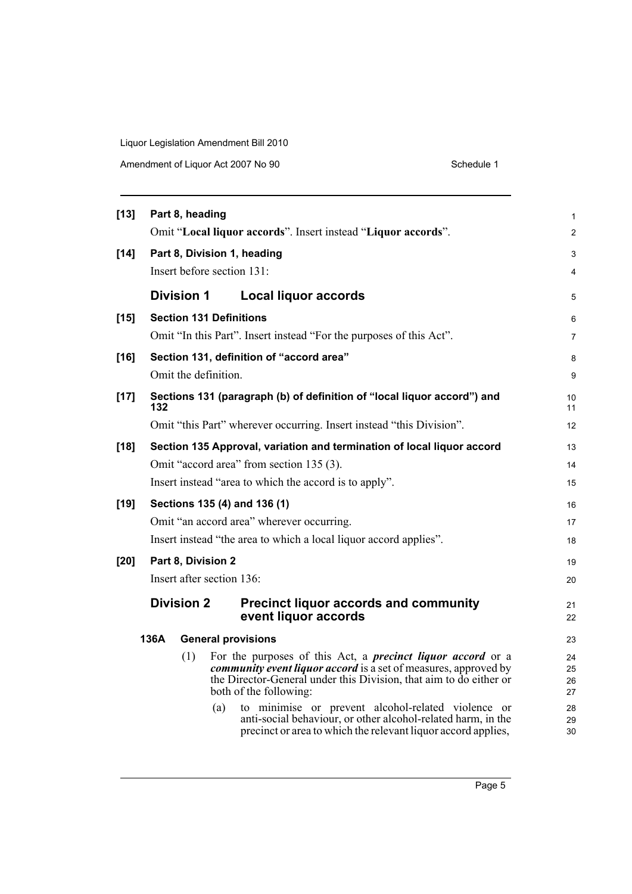**[13] Part 8, heading**

Omit "**Local liquor accords**". Insert instead "**Liquor accords**".

**[14] Part 8, Division 1, heading**

Insert before section 131:

## Division 1 Local liquor accords

**[15] Section 131 Definitions**

Omit "In this Part". Insert instead "For the purposes of this Act".

**[16] Section 131, definition of "accord area"**

Omit the definition.

**[17] Sections 131 (paragraph (b) of definition of "local liquor accord") and 132**

Omit "this Part" wherever occurring. Insert instead "this Division".

**[18] Section 135 Approval, variation and termination of local liquor accord**

Omit "accord area" from section 135 (3).

Insert instead "area to which the accord is to apply".

**[19] Sections 135 (4) and 136 (1)**

Omit "an accord area" wherever occurring.

Insert instead "the area to which a local liquor accord applies".

**[20] Part 8, Division 2**

Insert after section 136:

## Division 2 Precinct liquor accords and community event liquor accords

### 136A General provisions

(1) For the purposes of this Act, a ***precinct liquor accord*** or a ***community event liquor accord*** is a set of measures, approved by the Director-General under this Division, that aim to do either or both of the following:

(a) to minimise or prevent alcohol-related violence or anti-social behaviour, or other alcohol-related harm, in the precinct or area to which the relevant liquor accord applies,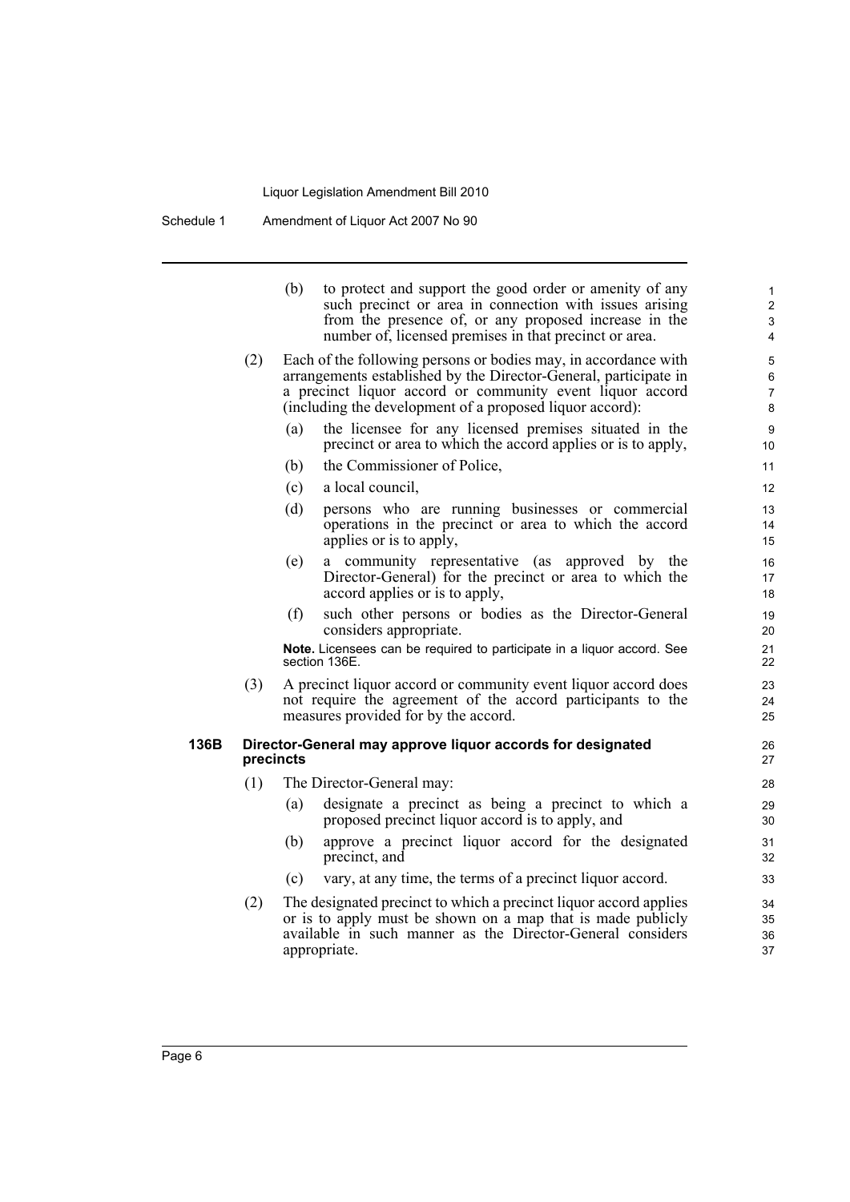(b) to protect and support the good order or amenity of any such precinct or area in connection with issues arising from the presence of, or any proposed increase in the number of, licensed premises in that precinct or area.

(2) Each of the following persons or bodies may, in accordance with arrangements established by the Director-General, participate in a precinct liquor accord or community event liquor accord (including the development of a proposed liquor accord):

(a) the licensee for any licensed premises situated in the precinct or area to which the accord applies or is to apply,

(b) the Commissioner of Police,

(c) a local council,

(d) persons who are running businesses or commercial operations in the precinct or area to which the accord applies or is to apply,

(e) a community representative (as approved by the Director-General) for the precinct or area to which the accord applies or is to apply,

(f) such other persons or bodies as the Director-General considers appropriate.

**Note.** Licensees can be required to participate in a liquor accord. See section 136E.

(3) A precinct liquor accord or community event liquor accord does not require the agreement of the accord participants to the measures provided for by the accord.

### 136B Director-General may approve liquor accords for designated precincts

(1) The Director-General may:

(a) designate a precinct as being a precinct to which a proposed precinct liquor accord is to apply, and

(b) approve a precinct liquor accord for the designated precinct, and

(c) vary, at any time, the terms of a precinct liquor accord.

(2) The designated precinct to which a precinct liquor accord applies or is to apply must be shown on a map that is made publicly available in such manner as the Director-General considers appropriate.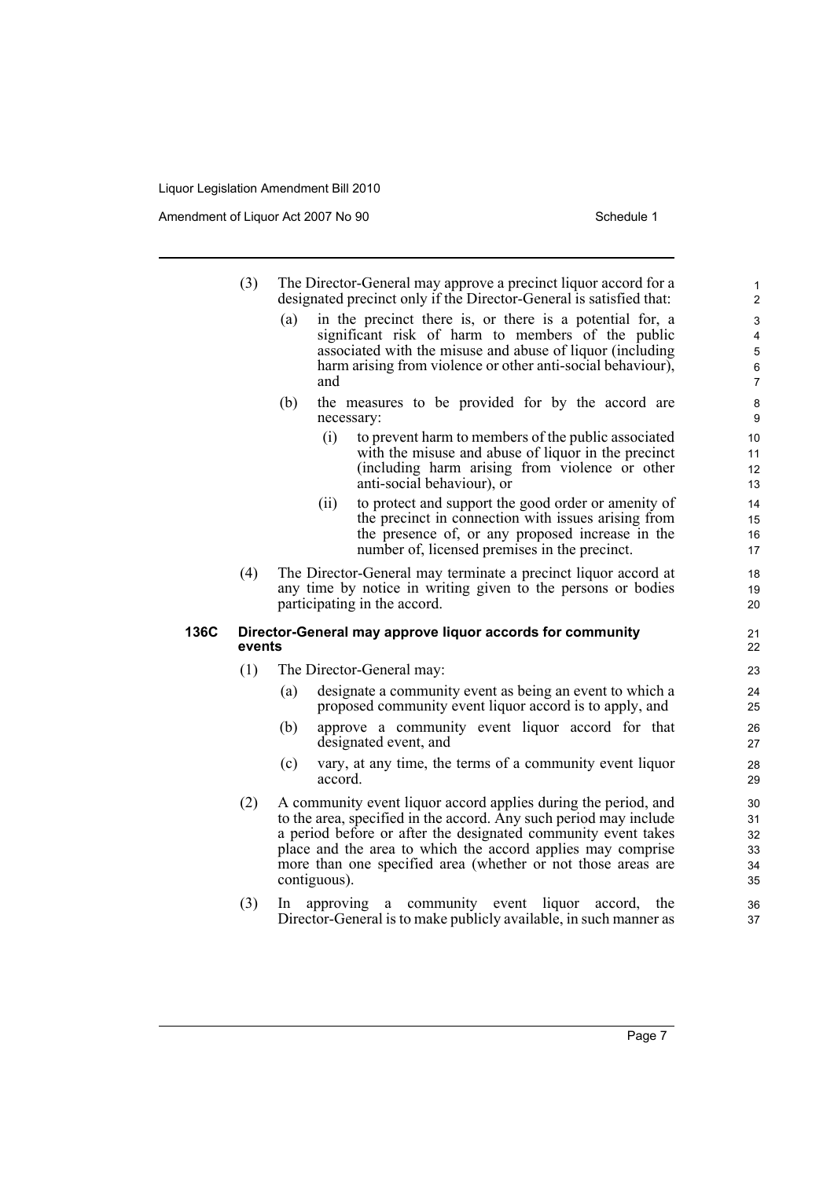(3) The Director-General may approve a precinct liquor accord for a designated precinct only if the Director-General is satisfied that:

(a) in the precinct there is, or there is a potential for, a significant risk of harm to members of the public associated with the misuse and abuse of liquor (including harm arising from violence or other anti-social behaviour), and

(b) the measures to be provided for by the accord are necessary:

(i) to prevent harm to members of the public associated with the misuse and abuse of liquor in the precinct (including harm arising from violence or other anti-social behaviour), or

(ii) to protect and support the good order or amenity of the precinct in connection with issues arising from the presence of, or any proposed increase in the number of, licensed premises in the precinct.

(4) The Director-General may terminate a precinct liquor accord at any time by notice in writing given to the persons or bodies participating in the accord.

**136C Director-General may approve liquor accords for community events**

(1) The Director-General may:

(a) designate a community event as being an event to which a proposed community event liquor accord is to apply, and

(b) approve a community event liquor accord for that designated event, and

(c) vary, at any time, the terms of a community event liquor accord.

(2) A community event liquor accord applies during the period, and to the area, specified in the accord. Any such period may include a period before or after the designated community event takes place and the area to which the accord applies may comprise more than one specified area (whether or not those areas are contiguous).

(3) In approving a community event liquor accord, the Director-General is to make publicly available, in such manner as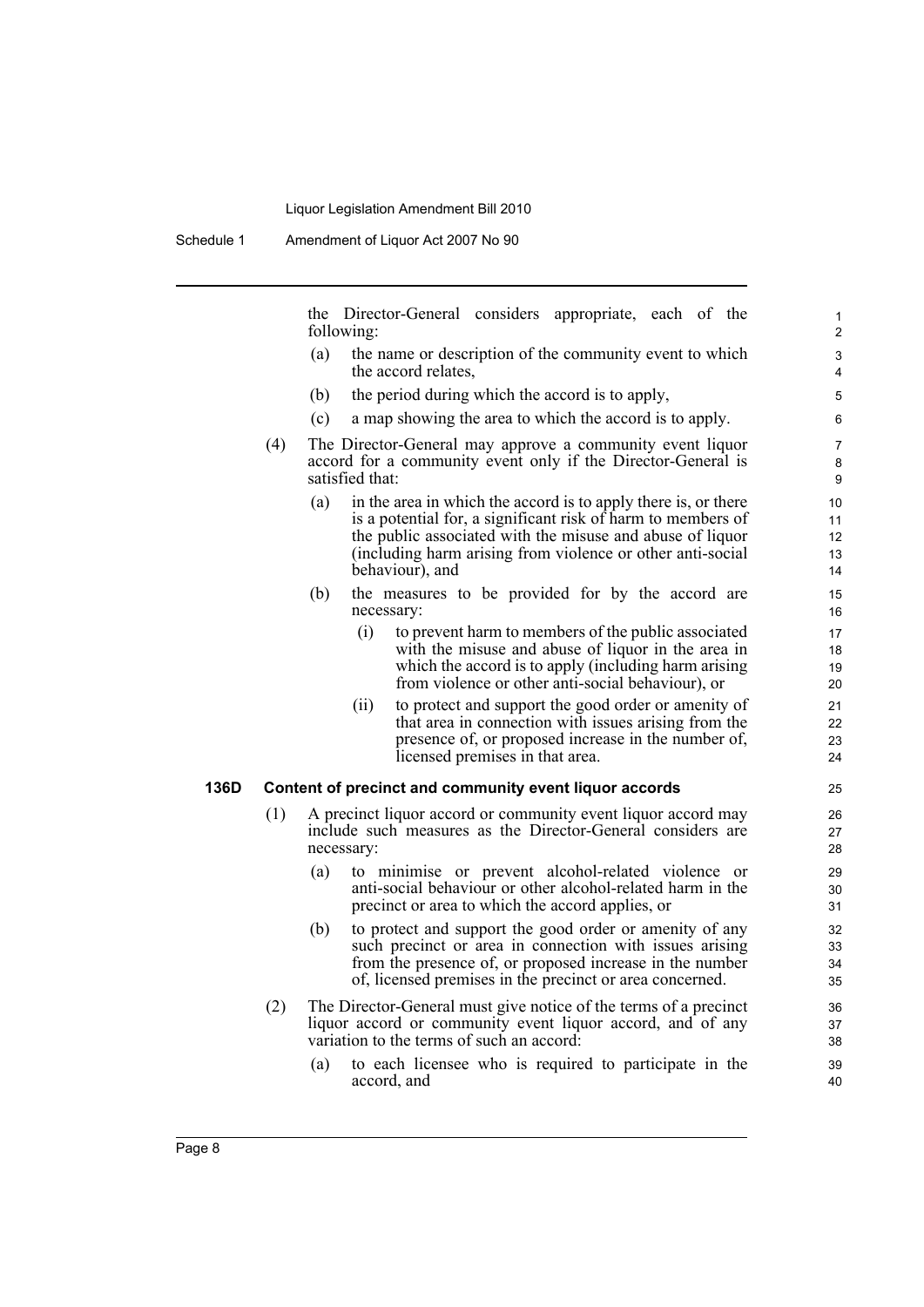the Director-General considers appropriate, each of the following:

(a) the name or description of the community event to which the accord relates,

(b) the period during which the accord is to apply,

(c) a map showing the area to which the accord is to apply.

(4) The Director-General may approve a community event liquor accord for a community event only if the Director-General is satisfied that:

(a) in the area in which the accord is to apply there is, or there is a potential for, a significant risk of harm to members of the public associated with the misuse and abuse of liquor (including harm arising from violence or other anti-social behaviour), and

(b) the measures to be provided for by the accord are necessary:

(i) to prevent harm to members of the public associated with the misuse and abuse of liquor in the area in which the accord is to apply (including harm arising from violence or other anti-social behaviour), or

(ii) to protect and support the good order or amenity of that area in connection with issues arising from the presence of, or proposed increase in the number of, licensed premises in that area.

**136D Content of precinct and community event liquor accords**

(1) A precinct liquor accord or community event liquor accord may include such measures as the Director-General considers are necessary:

(a) to minimise or prevent alcohol-related violence or anti-social behaviour or other alcohol-related harm in the precinct or area to which the accord applies, or

(b) to protect and support the good order or amenity of any such precinct or area in connection with issues arising from the presence of, or proposed increase in the number of, licensed premises in the precinct or area concerned.

(2) The Director-General must give notice of the terms of a precinct liquor accord or community event liquor accord, and of any variation to the terms of such an accord:

(a) to each licensee who is required to participate in the accord, and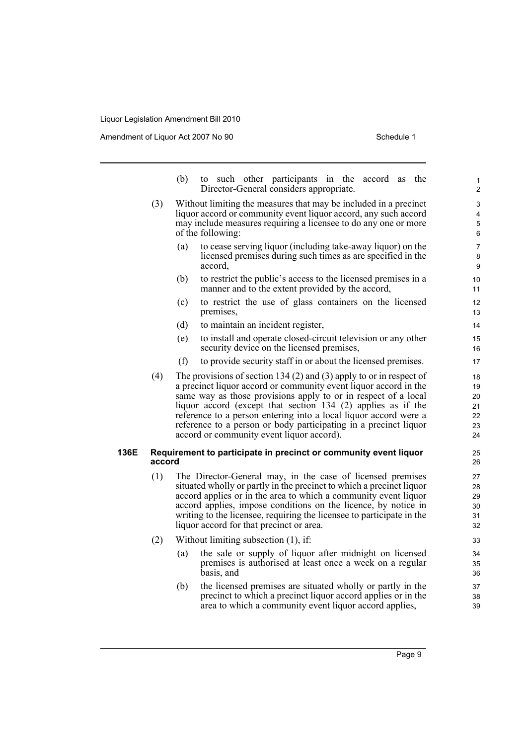(b) to such other participants in the accord as the Director-General considers appropriate.

(3) Without limiting the measures that may be included in a precinct liquor accord or community event liquor accord, any such accord may include measures requiring a licensee to do any one or more of the following:

(a) to cease serving liquor (including take-away liquor) on the licensed premises during such times as are specified in the accord,

(b) to restrict the public's access to the licensed premises in a manner and to the extent provided by the accord,

(c) to restrict the use of glass containers on the licensed premises,

(d) to maintain an incident register,

(e) to install and operate closed-circuit television or any other security device on the licensed premises,

(f) to provide security staff in or about the licensed premises.

(4) The provisions of section 134 (2) and (3) apply to or in respect of a precinct liquor accord or community event liquor accord in the same way as those provisions apply to or in respect of a local liquor accord (except that section 134 (2) applies as if the reference to a person entering into a local liquor accord were a reference to a person or body participating in a precinct liquor accord or community event liquor accord).

**136E Requirement to participate in precinct or community event liquor accord**

(1) The Director-General may, in the case of licensed premises situated wholly or partly in the precinct to which a precinct liquor accord applies or in the area to which a community event liquor accord applies, impose conditions on the licence, by notice in writing to the licensee, requiring the licensee to participate in the liquor accord for that precinct or area.

(2) Without limiting subsection (1), if:

(a) the sale or supply of liquor after midnight on licensed premises is authorised at least once a week on a regular basis, and

(b) the licensed premises are situated wholly or partly in the precinct to which a precinct liquor accord applies or in the area to which a community event liquor accord applies,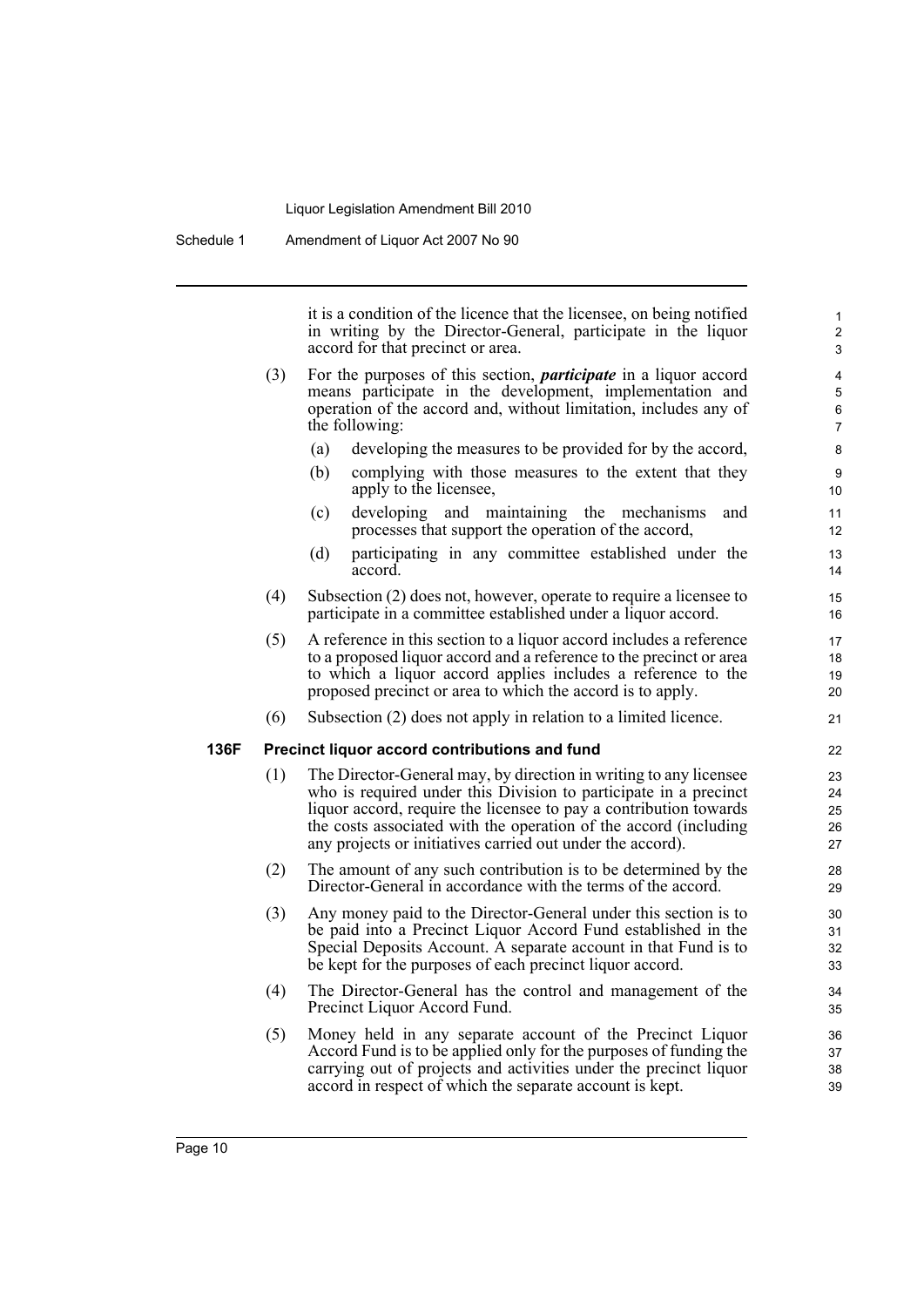it is a condition of the licence that the licensee, on being notified in writing by the Director-General, participate in the liquor accord for that precinct or area.

(3) For the purposes of this section, ***participate*** in a liquor accord means participate in the development, implementation and operation of the accord and, without limitation, includes any of the following:

(a) developing the measures to be provided for by the accord,

(b) complying with those measures to the extent that they apply to the licensee,

(c) developing and maintaining the mechanisms and processes that support the operation of the accord,

(d) participating in any committee established under the accord.

(4) Subsection (2) does not, however, operate to require a licensee to participate in a committee established under a liquor accord.

(5) A reference in this section to a liquor accord includes a reference to a proposed liquor accord and a reference to the precinct or area to which a liquor accord applies includes a reference to the proposed precinct or area to which the accord is to apply.

(6) Subsection (2) does not apply in relation to a limited licence.

### 136F Precinct liquor accord contributions and fund

(1) The Director-General may, by direction in writing to any licensee who is required under this Division to participate in a precinct liquor accord, require the licensee to pay a contribution towards the costs associated with the operation of the accord (including any projects or initiatives carried out under the accord).

(2) The amount of any such contribution is to be determined by the Director-General in accordance with the terms of the accord.

(3) Any money paid to the Director-General under this section is to be paid into a Precinct Liquor Accord Fund established in the Special Deposits Account. A separate account in that Fund is to be kept for the purposes of each precinct liquor accord.

(4) The Director-General has the control and management of the Precinct Liquor Accord Fund.

(5) Money held in any separate account of the Precinct Liquor Accord Fund is to be applied only for the purposes of funding the carrying out of projects and activities under the precinct liquor accord in respect of which the separate account is kept.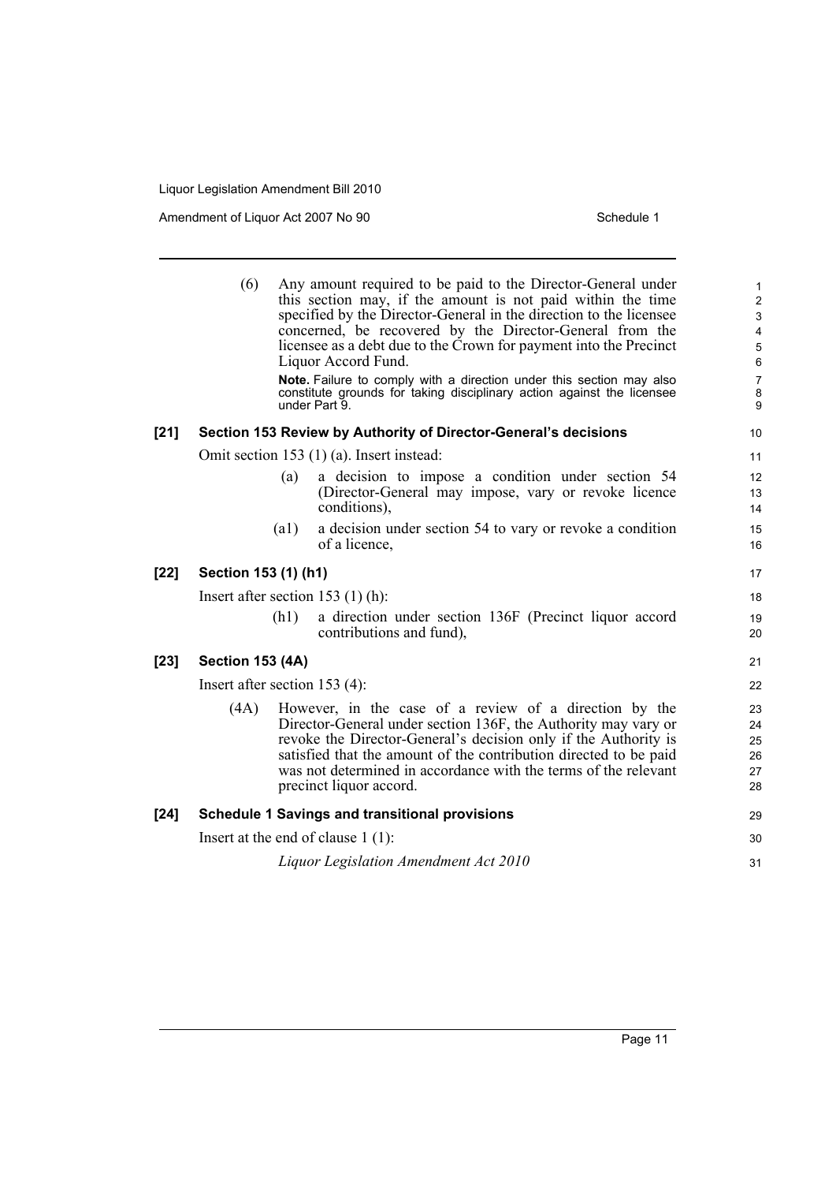(6) Any amount required to be paid to the Director-General under this section may, if the amount is not paid within the time specified by the Director-General in the direction to the licensee concerned, be recovered by the Director-General from the licensee as a debt due to the Crown for payment into the Precinct Liquor Accord Fund.

**Note.** Failure to comply with a direction under this section may also constitute grounds for taking disciplinary action against the licensee under Part 9.

**[21] Section 153 Review by Authority of Director-General's decisions**

Omit section 153 (1) (a). Insert instead:

(a) a decision to impose a condition under section 54 (Director-General may impose, vary or revoke licence conditions),

(a1) a decision under section 54 to vary or revoke a condition of a licence,

**[22] Section 153 (1) (h1)**

Insert after section 153 (1) (h):

(h1) a direction under section 136F (Precinct liquor accord contributions and fund),

**[23] Section 153 (4A)**

Insert after section 153 (4):

(4A) However, in the case of a review of a direction by the Director-General under section 136F, the Authority may vary or revoke the Director-General's decision only if the Authority is satisfied that the amount of the contribution directed to be paid was not determined in accordance with the terms of the relevant precinct liquor accord.

**[24] Schedule 1 Savings and transitional provisions**

Insert at the end of clause 1 (1):

*Liquor Legislation Amendment Act 2010*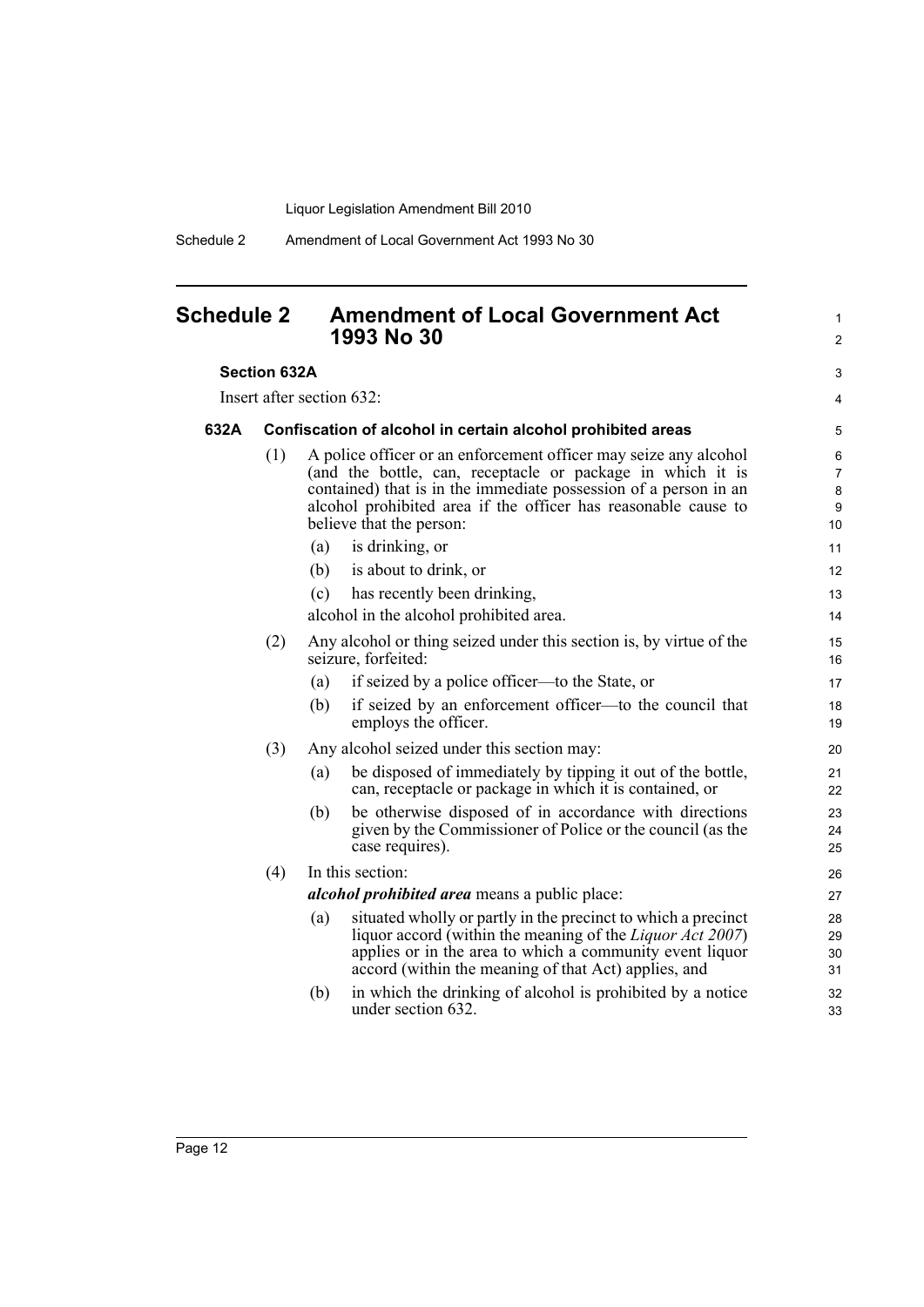# Schedule 2 Amendment of Local Government Act 1993 No 30

**Section 632A**

Insert after section 632:

**632A Confiscation of alcohol in certain alcohol prohibited areas**

(1) A police officer or an enforcement officer may seize any alcohol (and the bottle, can, receptacle or package in which it is contained) that is in the immediate possession of a person in an alcohol prohibited area if the officer has reasonable cause to believe that the person:

(a) is drinking, or

(b) is about to drink, or

(c) has recently been drinking,

alcohol in the alcohol prohibited area.

(2) Any alcohol or thing seized under this section is, by virtue of the seizure, forfeited:

(a) if seized by a police officer—to the State, or

(b) if seized by an enforcement officer—to the council that employs the officer.

(3) Any alcohol seized under this section may:

(a) be disposed of immediately by tipping it out of the bottle, can, receptacle or package in which it is contained, or

(b) be otherwise disposed of in accordance with directions given by the Commissioner of Police or the council (as the case requires).

(4) In this section:

***alcohol prohibited area*** means a public place:

(a) situated wholly or partly in the precinct to which a precinct liquor accord (within the meaning of the *Liquor Act 2007*) applies or in the area to which a community event liquor accord (within the meaning of that Act) applies, and

(b) in which the drinking of alcohol is prohibited by a notice under section 632.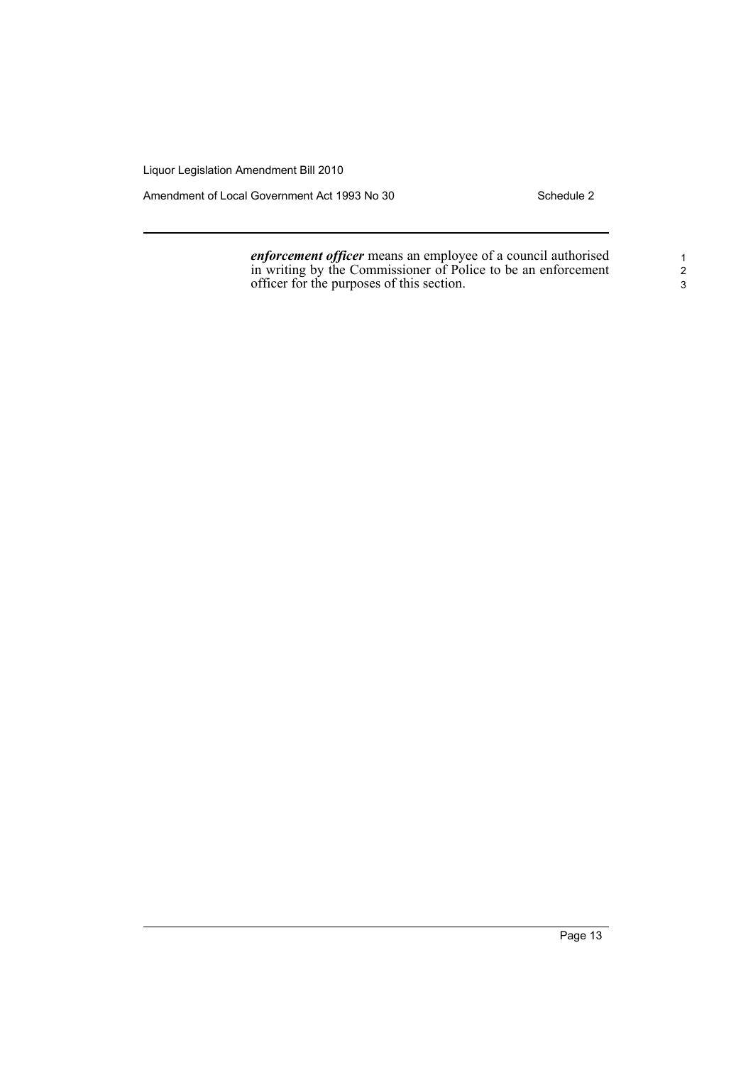***enforcement officer*** means an employee of a council authorised in writing by the Commissioner of Police to be an enforcement officer for the purposes of this section.